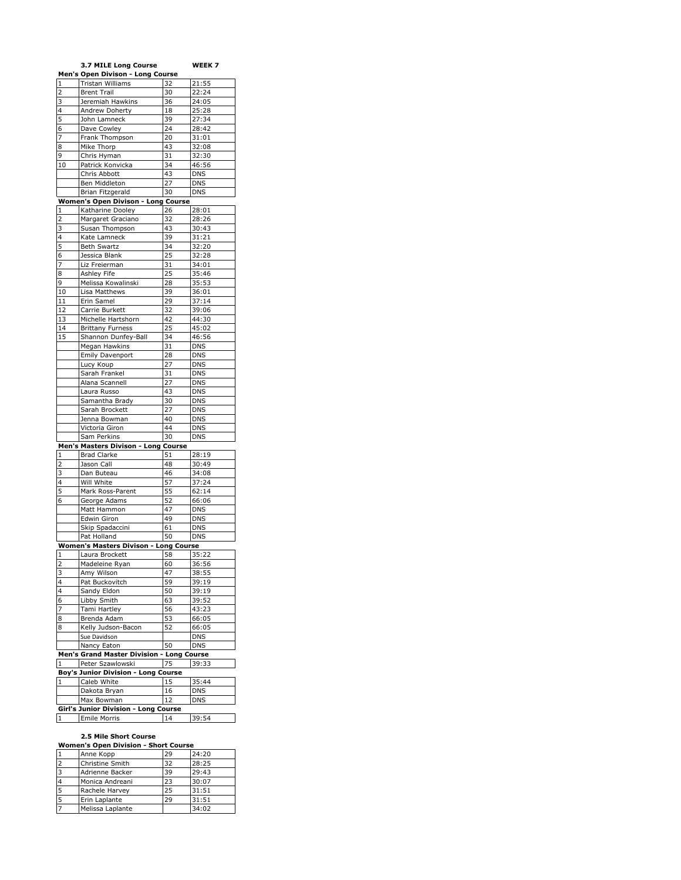**3.7 MILE Long Course** **WEEK 7**

**Men's Open Divison - Long Course**

| | | | |
|---|---|---|---|
| 1 | Tristan Williams | 32 | 21:55 |
| 2 | Brent Trail | 30 | 22:24 |
| 3 | Jeremiah Hawkins | 36 | 24:05 |
| 4 | Andrew Doherty | 18 | 25:28 |
| 5 | John Lamneck | 39 | 27:34 |
| 6 | Dave Cowley | 24 | 28:42 |
| 7 | Frank Thompson | 20 | 31:01 |
| 8 | Mike Thorp | 43 | 32:08 |
| 9 | Chris Hyman | 31 | 32:30 |
| 10 | Patrick Konvicka | 34 | 46:56 |
| | Chris Abbott | 43 | DNS |
| | Ben Middleton | 27 | DNS |
| | Brian Fitzgerald | 30 | DNS |

**Women's Open Divison - Long Course**

| | | | |
|---|---|---|---|
| 1 | Katharine Dooley | 26 | 28:01 |
| 2 | Margaret Graciano | 32 | 28:26 |
| 3 | Susan Thompson | 43 | 30:43 |
| 4 | Kate Lamneck | 39 | 31:21 |
| 5 | Beth Swartz | 34 | 32:20 |
| 6 | Jessica Blank | 25 | 32:28 |
| 7 | Liz Freierman | 31 | 34:01 |
| 8 | Ashley Fife | 25 | 35:46 |
| 9 | Melissa Kowalinski | 28 | 35:53 |
| 10 | Lisa Matthews | 39 | 36:01 |
| 11 | Erin Samel | 29 | 37:14 |
| 12 | Carrie Burkett | 32 | 39:06 |
| 13 | Michelle Hartshorn | 42 | 44:30 |
| 14 | Brittany Furness | 25 | 45:02 |
| 15 | Shannon Dunfey-Ball | 34 | 46:56 |
| | Megan Hawkins | 31 | DNS |
| | Emily Davenport | 28 | DNS |
| | Lucy Koup | 27 | DNS |
| | Sarah Frankel | 31 | DNS |
| | Alana Scannell | 27 | DNS |
| | Laura Russo | 43 | DNS |
| | Samantha Brady | 30 | DNS |
| | Sarah Brockett | 27 | DNS |
| | Jenna Bowman | 40 | DNS |
| | Victoria Giron | 44 | DNS |
| | Sam Perkins | 30 | DNS |

**Men's Masters Divison - Long Course**

| | | | |
|---|---|---|---|
| 1 | Brad Clarke | 51 | 28:19 |
| 2 | Jason Call | 48 | 30:49 |
| 3 | Dan Buteau | 46 | 34:08 |
| 4 | Will White | 57 | 37:24 |
| 5 | Mark Ross-Parent | 55 | 62:14 |
| 6 | George Adams | 52 | 66:06 |
| | Matt Hammon | 47 | DNS |
| | Edwin Giron | 49 | DNS |
| | Skip Spadaccini | 61 | DNS |
| | Pat Holland | 50 | DNS |

**Women's Masters Divison - Long Course**

| | | | |
|---|---|---|---|
| 1 | Laura Brockett | 58 | 35:22 |
| 2 | Madeleine Ryan | 60 | 36:56 |
| 3 | Amy Wilson | 47 | 38:55 |
| 4 | Pat Buckovitch | 59 | 39:19 |
| 4 | Sandy Eldon | 50 | 39:19 |
| 6 | Libby Smith | 63 | 39:52 |
| 7 | Tami Hartley | 56 | 43:23 |
| 8 | Brenda Adam | 53 | 66:05 |
| 8 | Kelly Judson-Bacon | 52 | 66:05 |
| | Sue Davidson | | DNS |
| | Nancy Eaton | 50 | DNS |

**Men's Grand Master Division - Long Course**

| | | | |
|---|---|---|---|
| 1 | Peter Szawlowski | 75 | 39:33 |

**Boy's Junior Division - Long Course**

| | | | |
|---|---|---|---|
| 1 | Caleb White | 15 | 35:44 |
| | Dakota Bryan | 16 | DNS |
| | Max Bowman | 12 | DNS |

**Girl's Junior Division - Long Course**

| | | | |
|---|---|---|---|
| 1 | Emile Morris | 14 | 39:54 |

**2.5 Mile Short Course**

**Women's Open Division - Short Course**

| | | | |
|---|---|---|---|
| 1 | Anne Kopp | 29 | 24:20 |
| 2 | Christine Smith | 32 | 28:25 |
| 3 | Adrienne Backer | 39 | 29:43 |
| 4 | Monica Andreani | 23 | 30:07 |
| 5 | Rachele Harvey | 25 | 31:51 |
| 5 | Erin Laplante | 29 | 31:51 |
| 7 | Melissa Laplante | | 34:02 |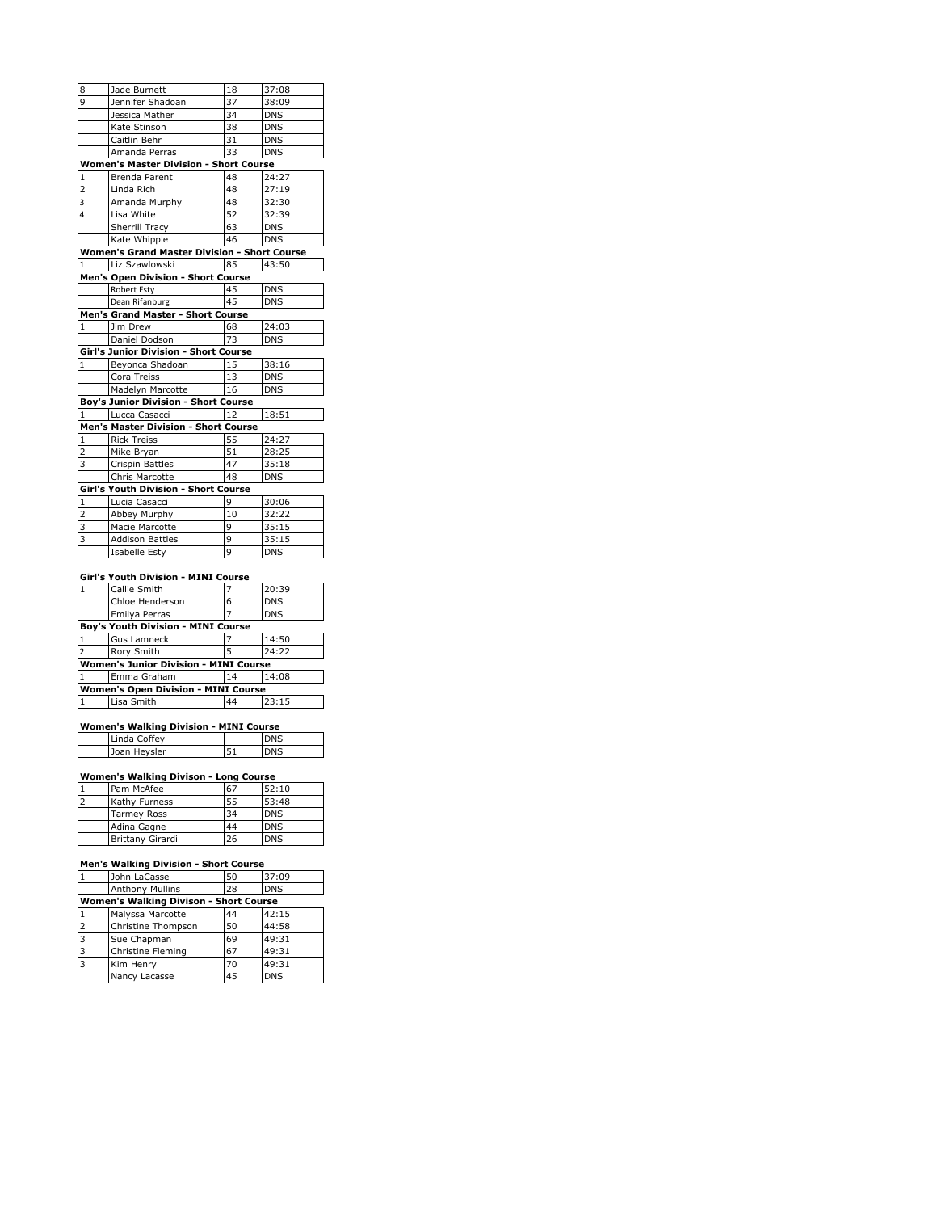| | | | |
|---|---|---|---|
| 8 | Jade Burnett | 18 | 37:08 |
| 9 | Jennifer Shadoan | 37 | 38:09 |
| | Jessica Mather | 34 | DNS |
| | Kate Stinson | 38 | DNS |
| | Caitlin Behr | 31 | DNS |
| | Amanda Perras | 33 | DNS |

**Women's Master Division - Short Course**

| | | | |
|---|---|---|---|
| 1 | Brenda Parent | 48 | 24:27 |
| 2 | Linda Rich | 48 | 27:19 |
| 3 | Amanda Murphy | 48 | 32:30 |
| 4 | Lisa White | 52 | 32:39 |
| | Sherrill Tracy | 63 | DNS |
| | Kate Whipple | 46 | DNS |

**Women's Grand Master Division - Short Course**

| | | | |
|---|---|---|---|
| 1 | Liz Szawlowski | 85 | 43:50 |

**Men's Open Division - Short Course**

| | | | |
|---|---|---|---|
| | Robert Esty | 45 | DNS |
| | Dean Rifanburg | 45 | DNS |

**Men's Grand Master - Short Course**

| | | | |
|---|---|---|---|
| 1 | Jim Drew | 68 | 24:03 |
| | Daniel Dodson | 73 | DNS |

**Girl's Junior Division - Short Course**

| | | | |
|---|---|---|---|
| 1 | Beyonca Shadoan | 15 | 38:16 |
| | Cora Treiss | 13 | DNS |
| | Madelyn Marcotte | 16 | DNS |

**Boy's Junior Division - Short Course**

| | | | |
|---|---|---|---|
| 1 | Lucca Casacci | 12 | 18:51 |

**Men's Master Division - Short Course**

| | | | |
|---|---|---|---|
| 1 | Rick Treiss | 55 | 24:27 |
| 2 | Mike Bryan | 51 | 28:25 |
| 3 | Crispin Battles | 47 | 35:18 |
| | Chris Marcotte | 48 | DNS |

**Girl's Youth Division - Short Course**

| | | | |
|---|---|---|---|
| 1 | Lucia Casacci | 9 | 30:06 |
| 2 | Abbey Murphy | 10 | 32:22 |
| 3 | Macie Marcotte | 9 | 35:15 |
| 3 | Addison Battles | 9 | 35:15 |
| | Isabelle Esty | 9 | DNS |

**Girl's Youth Division - MINI Course**

| | | | |
|---|---|---|---|
| 1 | Callie Smith | 7 | 20:39 |
| | Chloe Henderson | 6 | DNS |
| | Emilya Perras | 7 | DNS |

**Boy's Youth Division - MINI Course**

| | | | |
|---|---|---|---|
| 1 | Gus Lamneck | 7 | 14:50 |
| 2 | Rory Smith | 5 | 24:22 |

**Women's Junior Division - MINI Course**

| | | | |
|---|---|---|---|
| 1 | Emma Graham | 14 | 14:08 |

**Women's Open Division - MINI Course**

| | | | |
|---|---|---|---|
| 1 | Lisa Smith | 44 | 23:15 |

**Women's Walking Division - MINI Course**

| | | | |
|---|---|---|---|
| | Linda Coffey | | DNS |
| | Joan Heysler | 51 | DNS |

**Women's Walking Divison - Long Course**

| | | | |
|---|---|---|---|
| 1 | Pam McAfee | 67 | 52:10 |
| 2 | Kathy Furness | 55 | 53:48 |
| | Tarmey Ross | 34 | DNS |
| | Adina Gagne | 44 | DNS |
| | Brittany Girardi | 26 | DNS |

**Men's Walking Division - Short Course**

| | | | |
|---|---|---|---|
| 1 | John LaCasse | 50 | 37:09 |
| | Anthony Mullins | 28 | DNS |

**Women's Walking Divison - Short Course**

| | | | |
|---|---|---|---|
| 1 | Malyssa Marcotte | 44 | 42:15 |
| 2 | Christine Thompson | 50 | 44:58 |
| 3 | Sue Chapman | 69 | 49:31 |
| 3 | Christine Fleming | 67 | 49:31 |
| 3 | Kim Henry | 70 | 49:31 |
| | Nancy Lacasse | 45 | DNS |